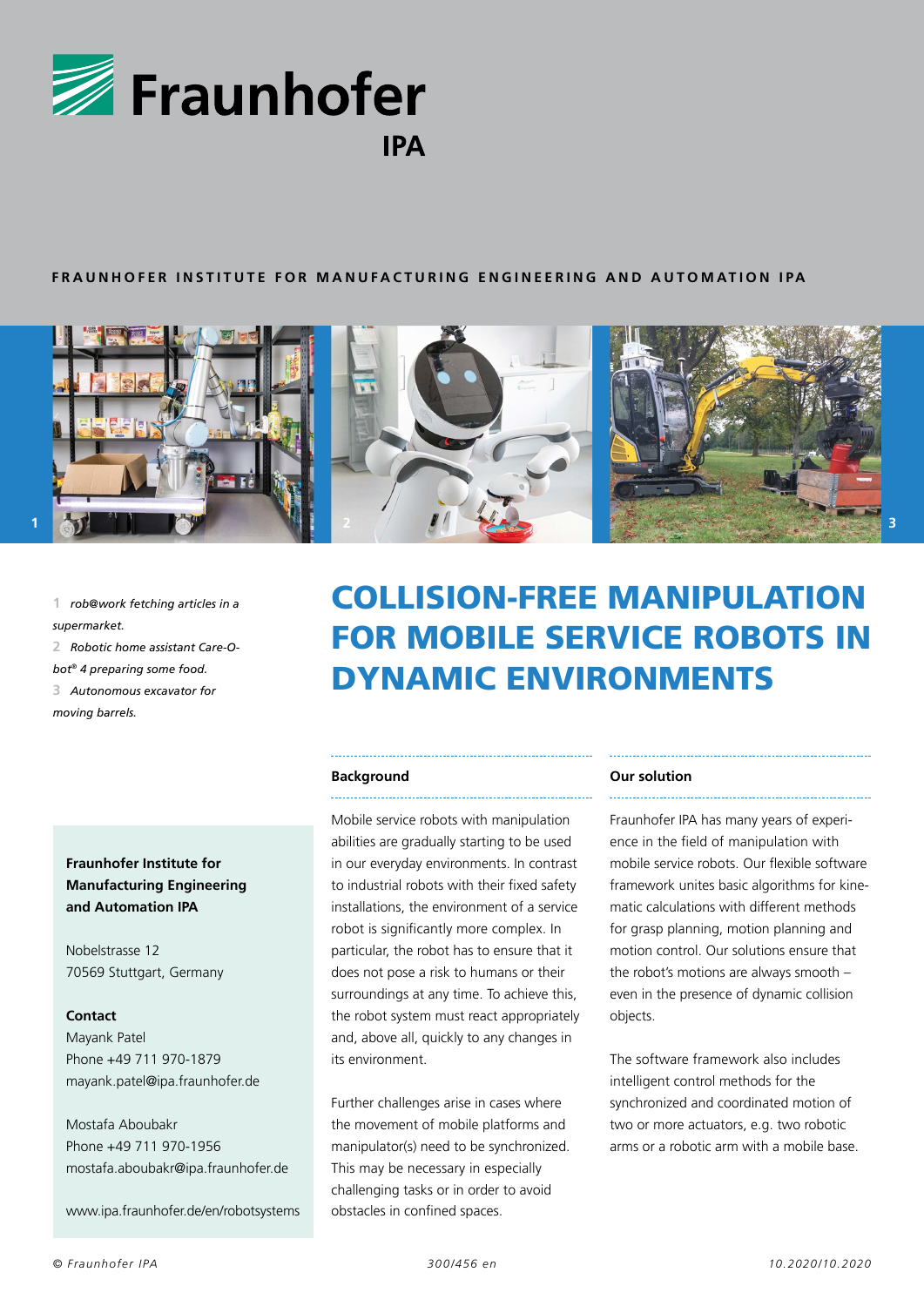Fraunhofer

IPA

**FRAUNHOFER INSTITUTE FOR MANUFACTURING ENGINEERING AND AUTOMATION IPA**

1 *rob@work fetching articles in a supermarket.*

2 *Robotic home assistant Care-O-bot® 4 preparing some food.*

3 *Autonomous excavator for moving barrels.*

# COLLISION-FREE MANIPULATION FOR MOBILE SERVICE ROBOTS IN DYNAMIC ENVIRONMENTS

## Background

Mobile service robots with manipulation abilities are gradually starting to be used in our everyday environments. In contrast to industrial robots with their fixed safety installations, the environment of a service robot is significantly more complex. In particular, the robot has to ensure that it does not pose a risk to humans or their surroundings at any time. To achieve this, the robot system must react appropriately and, above all, quickly to any changes in its environment.

Further challenges arise in cases where the movement of mobile platforms and manipulator(s) need to be synchronized. This may be necessary in especially challenging tasks or in order to avoid obstacles in confined spaces.

## Our solution

Fraunhofer IPA has many years of experience in the field of manipulation with mobile service robots. Our flexible software framework unites basic algorithms for kinematic calculations with different methods for grasp planning, motion planning and motion control. Our solutions ensure that the robot's motions are always smooth – even in the presence of dynamic collision objects.

The software framework also includes intelligent control methods for the synchronized and coordinated motion of two or more actuators, e.g. two robotic arms or a robotic arm with a mobile base.

**Fraunhofer Institute for Manufacturing Engineering and Automation IPA**

Nobelstrasse 12
70569 Stuttgart, Germany

**Contact**
Mayank Patel
Phone +49 711 970-1879
mayank.patel@ipa.fraunhofer.de

Mostafa Aboubakr
Phone +49 711 970-1956
mostafa.aboubakr@ipa.fraunhofer.de

www.ipa.fraunhofer.de/en/robotsystems

© Fraunhofer IPA    300/456 en    10.2020/10.2020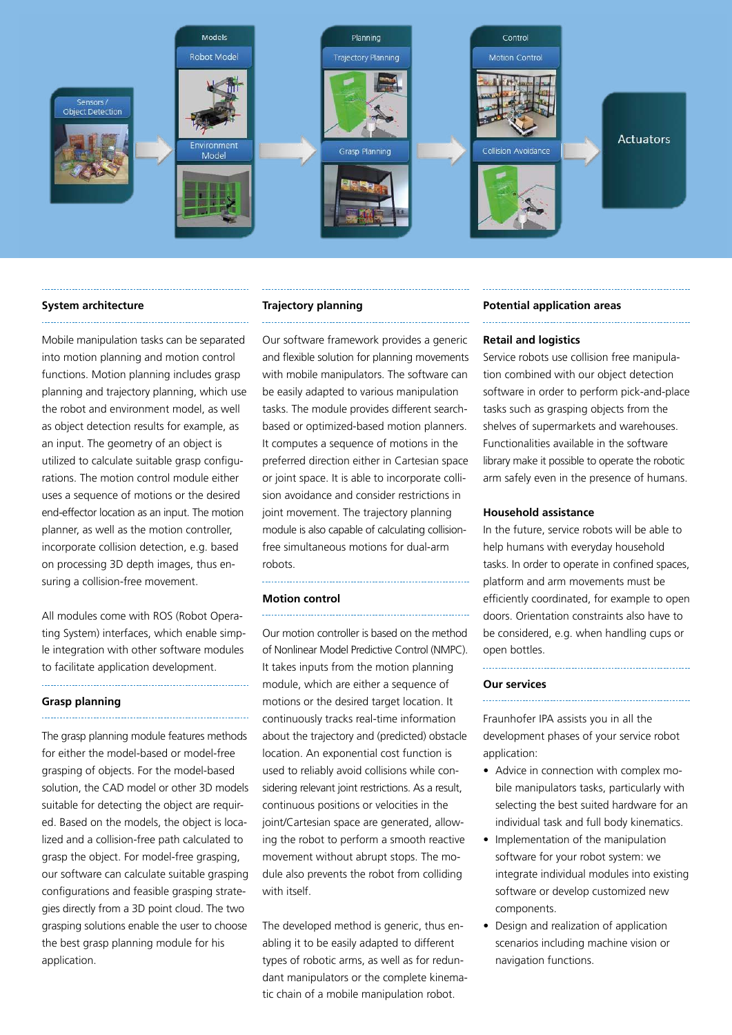Sensors / Object Detection

Models

Robot Model

Environment Model

Planning

Trajectory Planning

Grasp Planning

Control

Motion Control

Collision Avoidance

Actuators

## System architecture

Mobile manipulation tasks can be separated into motion planning and motion control functions. Motion planning includes grasp planning and trajectory planning, which use the robot and environment model, as well as object detection results for example, as an input. The geometry of an object is utilized to calculate suitable grasp configurations. The motion control module either uses a sequence of motions or the desired end-effector location as an input. The motion planner, as well as the motion controller, incorporate collision detection, e.g. based on processing 3D depth images, thus ensuring a collision-free movement.

All modules come with ROS (Robot Operating System) interfaces, which enable simple integration with other software modules to facilitate application development.

## Grasp planning

The grasp planning module features methods for either the model-based or model-free grasping of objects. For the model-based solution, the CAD model or other 3D models suitable for detecting the object are required. Based on the models, the object is localized and a collision-free path calculated to grasp the object. For model-free grasping, our software can calculate suitable grasping configurations and feasible grasping strategies directly from a 3D point cloud. The two grasping solutions enable the user to choose the best grasp planning module for his application.

## Trajectory planning

Our software framework provides a generic and flexible solution for planning movements with mobile manipulators. The software can be easily adapted to various manipulation tasks. The module provides different search-based or optimized-based motion planners. It computes a sequence of motions in the preferred direction either in Cartesian space or joint space. It is able to incorporate collision avoidance and consider restrictions in joint movement. The trajectory planning module is also capable of calculating collision-free simultaneous motions for dual-arm robots.

## Motion control

Our motion controller is based on the method of Nonlinear Model Predictive Control (NMPC). It takes inputs from the motion planning module, which are either a sequence of motions or the desired target location. It continuously tracks real-time information about the trajectory and (predicted) obstacle location. An exponential cost function is used to reliably avoid collisions while considering relevant joint restrictions. As a result, continuous positions or velocities in the joint/Cartesian space are generated, allowing the robot to perform a smooth reactive movement without abrupt stops. The module also prevents the robot from colliding with itself.

The developed method is generic, thus enabling it to be easily adapted to different types of robotic arms, as well as for redundant manipulators or the complete kinematic chain of a mobile manipulation robot.

## Potential application areas

### Retail and logistics

Service robots use collision free manipulation combined with our object detection software in order to perform pick-and-place tasks such as grasping objects from the shelves of supermarkets and warehouses. Functionalities available in the software library make it possible to operate the robotic arm safely even in the presence of humans.

### Household assistance

In the future, service robots will be able to help humans with everyday household tasks. In order to operate in confined spaces, platform and arm movements must be efficiently coordinated, for example to open doors. Orientation constraints also have to be considered, e.g. when handling cups or open bottles.

## Our services

Fraunhofer IPA assists you in all the development phases of your service robot application:

- Advice in connection with complex mobile manipulators tasks, particularly with selecting the best suited hardware for an individual task and full body kinematics.
- Implementation of the manipulation software for your robot system: we integrate individual modules into existing software or develop customized new components.
- Design and realization of application scenarios including machine vision or navigation functions.